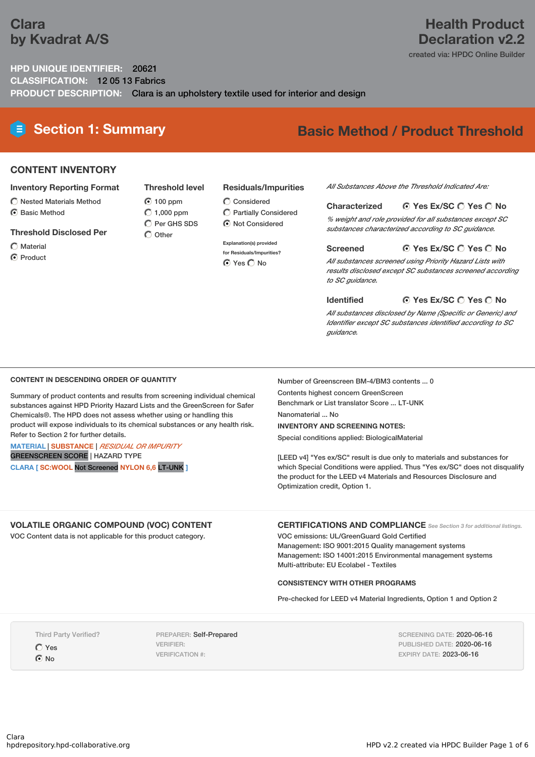# Clara
# by Kvadrat A/S

# Health Product Declaration v2.2

created via: HPDC Online Builder

**HPD UNIQUE IDENTIFIER:** 20621

**CLASSIFICATION:** 12 05 13 Fabrics

**PRODUCT DESCRIPTION:** Clara is an upholstery textile used for interior and design

## Section 1: Summary

## Basic Method / Product Threshold

### CONTENT INVENTORY

**Inventory Reporting Format**

- ○ Nested Materials Method
- ◉ Basic Method

**Threshold Disclosed Per**

- ○ Material
- ◉ Product

**Threshold level**

- ◉ 100 ppm
- ○ 1,000 ppm
- ○ Per GHS SDS
- ○ Other

**Residuals/Impurities**

- ○ Considered
- ○ Partially Considered
- ◉ Not Considered

Explanation(s) provided for Residuals/Impurities?

◉ Yes ○ No

*All Substances Above the Threshold Indicated Are:*

**Characterized** ◉ Yes Ex/SC ○ Yes ○ No

*% weight and role provided for all substances except SC substances characterized according to SC guidance.*

**Screened** ◉ Yes Ex/SC ○ Yes ○ No

*All substances screened using Priority Hazard Lists with results disclosed except SC substances screened according to SC guidance.*

**Identified** ◉ Yes Ex/SC ○ Yes ○ No

*All substances disclosed by Name (Specific or Generic) and Identifier except SC substances identified according to SC guidance.*

---

**CONTENT IN DESCENDING ORDER OF QUANTITY**

Summary of product contents and results from screening individual chemical substances against HPD Priority Hazard Lists and the GreenScreen for Safer Chemicals®. The HPD does not assess whether using or handling this product will expose individuals to its chemical substances or any health risk. Refer to Section 2 for further details.

MATERIAL | SUBSTANCE | *RESIDUAL OR IMPURITY*
GREENSCREEN SCORE | HAZARD TYPE

CLARA [ SC:WOOL Not Screened NYLON 6,6 LT-UNK ]

Number of Greenscreen BM-4/BM3 contents ... 0

Contents highest concern GreenScreen Benchmark or List translator Score ... LT-UNK

Nanomaterial ... No

**INVENTORY AND SCREENING NOTES:**

Special conditions applied: BiologicalMaterial

[LEED v4] "Yes ex/SC" result is due only to materials and substances for which Special Conditions were applied. Thus "Yes ex/SC" does not disqualify the product for the LEED v4 Materials and Resources Disclosure and Optimization credit, Option 1.

### VOLATILE ORGANIC COMPOUND (VOC) CONTENT

VOC Content data is not applicable for this product category.

### CERTIFICATIONS AND COMPLIANCE

*See Section 3 for additional listings.*

VOC emissions: UL/GreenGuard Gold Certified
Management: ISO 9001:2015 Quality management systems
Management: ISO 14001:2015 Environmental management systems
Multi-attribute: EU Ecolabel - Textiles

**CONSISTENCY WITH OTHER PROGRAMS**

Pre-checked for LEED v4 Material Ingredients, Option 1 and Option 2

---

Third Party Verified?

- ○ Yes
- ◉ No

PREPARER: Self-Prepared
VERIFIER:
VERIFICATION #:

SCREENING DATE: 2020-06-16
PUBLISHED DATE: 2020-06-16
EXPIRY DATE: 2023-06-16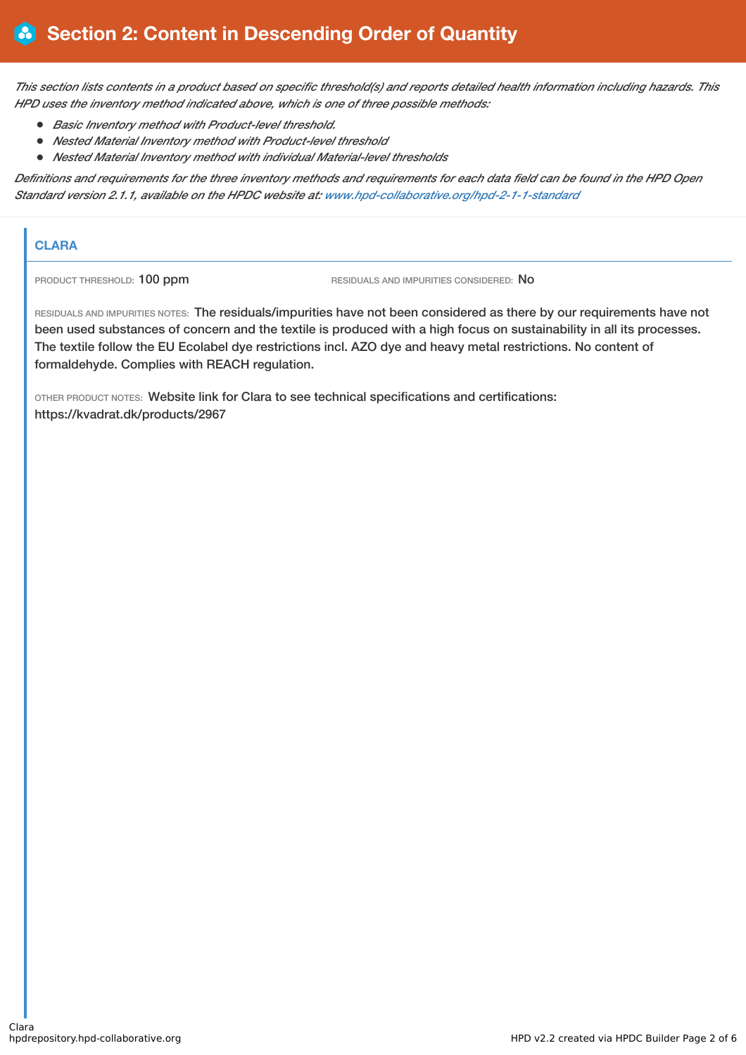# Section 2: Content in Descending Order of Quantity

*This section lists contents in a product based on specific threshold(s) and reports detailed health information including hazards. This HPD uses the inventory method indicated above, which is one of three possible methods:*

- *Basic Inventory method with Product-level threshold.*
- *Nested Material Inventory method with Product-level threshold*
- *Nested Material Inventory method with individual Material-level thresholds*

*Definitions and requirements for the three inventory methods and requirements for each data field can be found in the HPD Open Standard version 2.1.1, available on the HPDC website at: [www.hpd-collaborative.org/hpd-2-1-1-standard](www.hpd-collaborative.org/hpd-2-1-1-standard)*

## CLARA

PRODUCT THRESHOLD: 100 ppm

RESIDUALS AND IMPURITIES CONSIDERED: No

RESIDUALS AND IMPURITIES NOTES: The residuals/impurities have not been considered as there by our requirements have not been used substances of concern and the textile is produced with a high focus on sustainability in all its processes. The textile follow the EU Ecolabel dye restrictions incl. AZO dye and heavy metal restrictions. No content of formaldehyde. Complies with REACH regulation.

OTHER PRODUCT NOTES: Website link for Clara to see technical specifications and certifications: https://kvadrat.dk/products/2967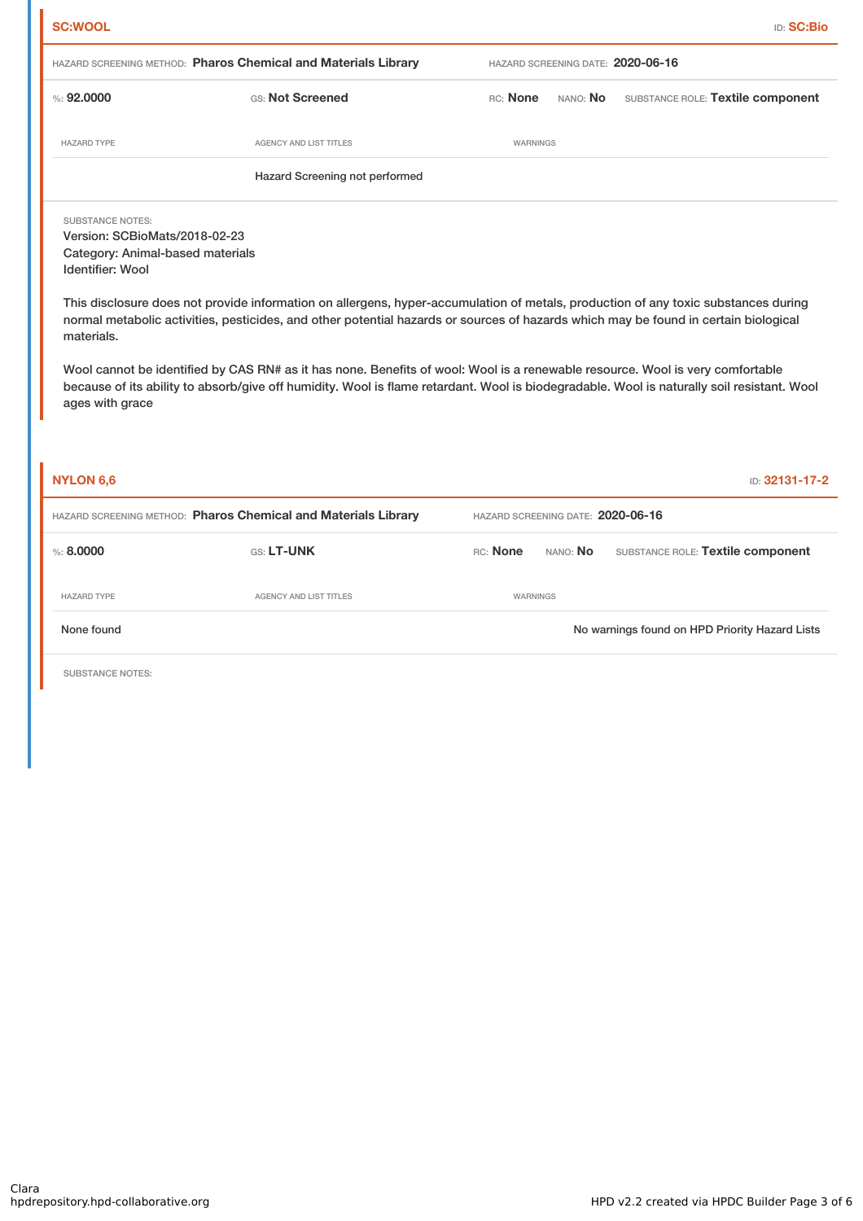## SC:WOOL

ID: **SC:Bio**

HAZARD SCREENING METHOD: **Pharos Chemical and Materials Library** HAZARD SCREENING DATE: **2020-06-16**

%: **92.0000** GS: **Not Screened** RC: **None** NANO: **No** SUBSTANCE ROLE: **Textile component**

| HAZARD TYPE | AGENCY AND LIST TITLES | WARNINGS |
|---|---|---|
| | Hazard Screening not performed | |

SUBSTANCE NOTES:
Version: SCBioMats/2018-02-23
Category: Animal-based materials
Identifier: Wool

This disclosure does not provide information on allergens, hyper-accumulation of metals, production of any toxic substances during normal metabolic activities, pesticides, and other potential hazards or sources of hazards which may be found in certain biological materials.

Wool cannot be identified by CAS RN# as it has none. Benefits of wool: Wool is a renewable resource. Wool is very comfortable because of its ability to absorb/give off humidity. Wool is flame retardant. Wool is biodegradable. Wool is naturally soil resistant. Wool ages with grace

## NYLON 6,6

ID: **32131-17-2**

HAZARD SCREENING METHOD: **Pharos Chemical and Materials Library** HAZARD SCREENING DATE: **2020-06-16**

%: **8.0000** GS: **LT-UNK** RC: **None** NANO: **No** SUBSTANCE ROLE: **Textile component**

| HAZARD TYPE | AGENCY AND LIST TITLES | WARNINGS |
|---|---|---|
| None found | | No warnings found on HPD Priority Hazard Lists |

SUBSTANCE NOTES: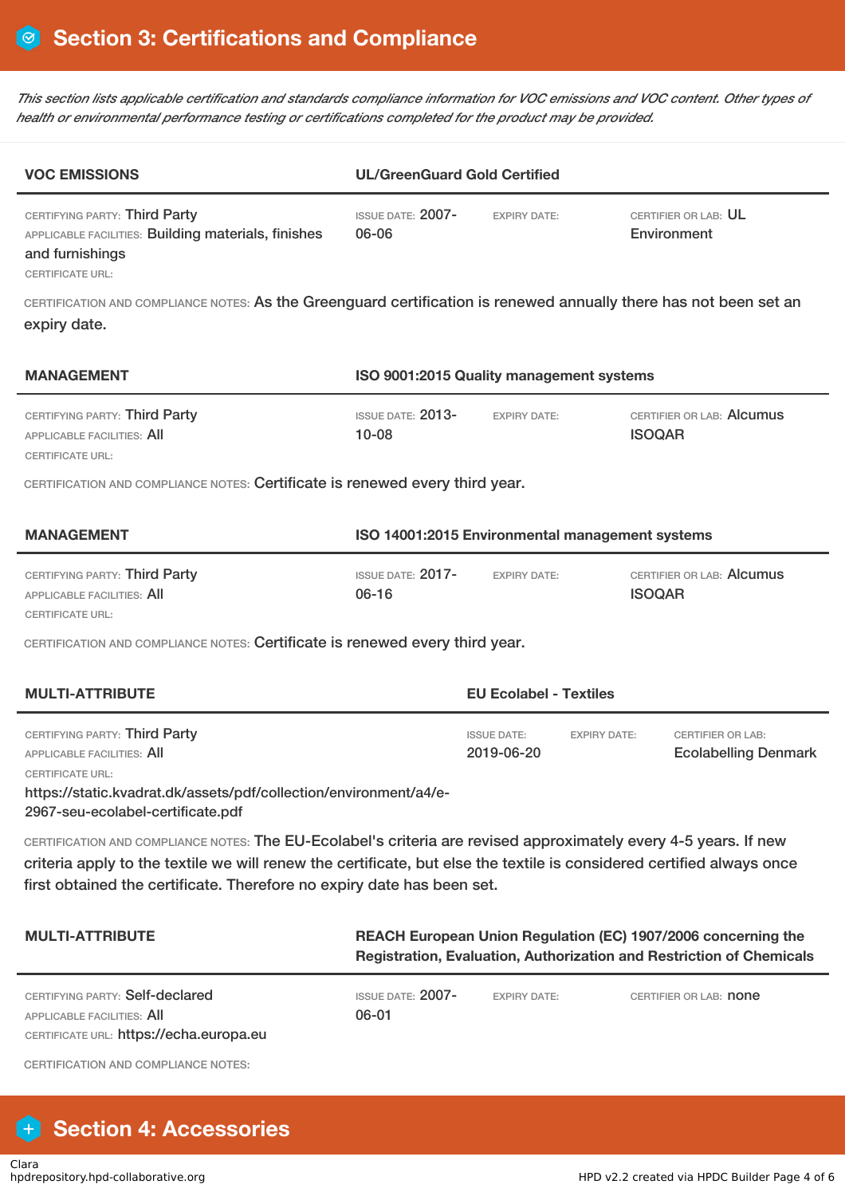## Section 3: Certifications and Compliance

*This section lists applicable certification and standards compliance information for VOC emissions and VOC content. Other types of health or environmental performance testing or certifications completed for the product may be provided.*

| **VOC EMISSIONS** | **UL/GreenGuard Gold Certified** | | |
|---|---|---|---|
| CERTIFYING PARTY: Third Party<br>APPLICABLE FACILITIES: Building materials, finishes and furnishings<br>CERTIFICATE URL: | ISSUE DATE: 2007-06-06 | EXPIRY DATE: | CERTIFIER OR LAB: UL Environment |

CERTIFICATION AND COMPLIANCE NOTES: As the Greenguard certification is renewed annually there has not been set an expiry date.

| **MANAGEMENT** | **ISO 9001:2015 Quality management systems** | | |
|---|---|---|---|
| CERTIFYING PARTY: Third Party<br>APPLICABLE FACILITIES: All<br>CERTIFICATE URL: | ISSUE DATE: 2013-10-08 | EXPIRY DATE: | CERTIFIER OR LAB: Alcumus ISOQAR |

CERTIFICATION AND COMPLIANCE NOTES: Certificate is renewed every third year.

| **MANAGEMENT** | **ISO 14001:2015 Environmental management systems** | | |
|---|---|---|---|
| CERTIFYING PARTY: Third Party<br>APPLICABLE FACILITIES: All<br>CERTIFICATE URL: | ISSUE DATE: 2017-06-16 | EXPIRY DATE: | CERTIFIER OR LAB: Alcumus ISOQAR |

CERTIFICATION AND COMPLIANCE NOTES: Certificate is renewed every third year.

| **MULTI-ATTRIBUTE** | **EU Ecolabel - Textiles** | | |
|---|---|---|---|
| CERTIFYING PARTY: Third Party<br>APPLICABLE FACILITIES: All<br>CERTIFICATE URL:<br>https://static.kvadrat.dk/assets/pdf/collection/environment/a4/e-2967-seu-ecolabel-certificate.pdf | ISSUE DATE: 2019-06-20 | EXPIRY DATE: | CERTIFIER OR LAB: Ecolabelling Denmark |

CERTIFICATION AND COMPLIANCE NOTES: The EU-Ecolabel's criteria are revised approximately every 4-5 years. If new criteria apply to the textile we will renew the certificate, but else the textile is considered certified always once first obtained the certificate. Therefore no expiry date has been set.

| **MULTI-ATTRIBUTE** | **REACH European Union Regulation (EC) 1907/2006 concerning the Registration, Evaluation, Authorization and Restriction of Chemicals** | | |
|---|---|---|---|
| CERTIFYING PARTY: Self-declared<br>APPLICABLE FACILITIES: All<br>CERTIFICATE URL: https://echa.europa.eu | ISSUE DATE: 2007-06-01 | EXPIRY DATE: | CERTIFIER OR LAB: none |

CERTIFICATION AND COMPLIANCE NOTES:

## Section 4: Accessories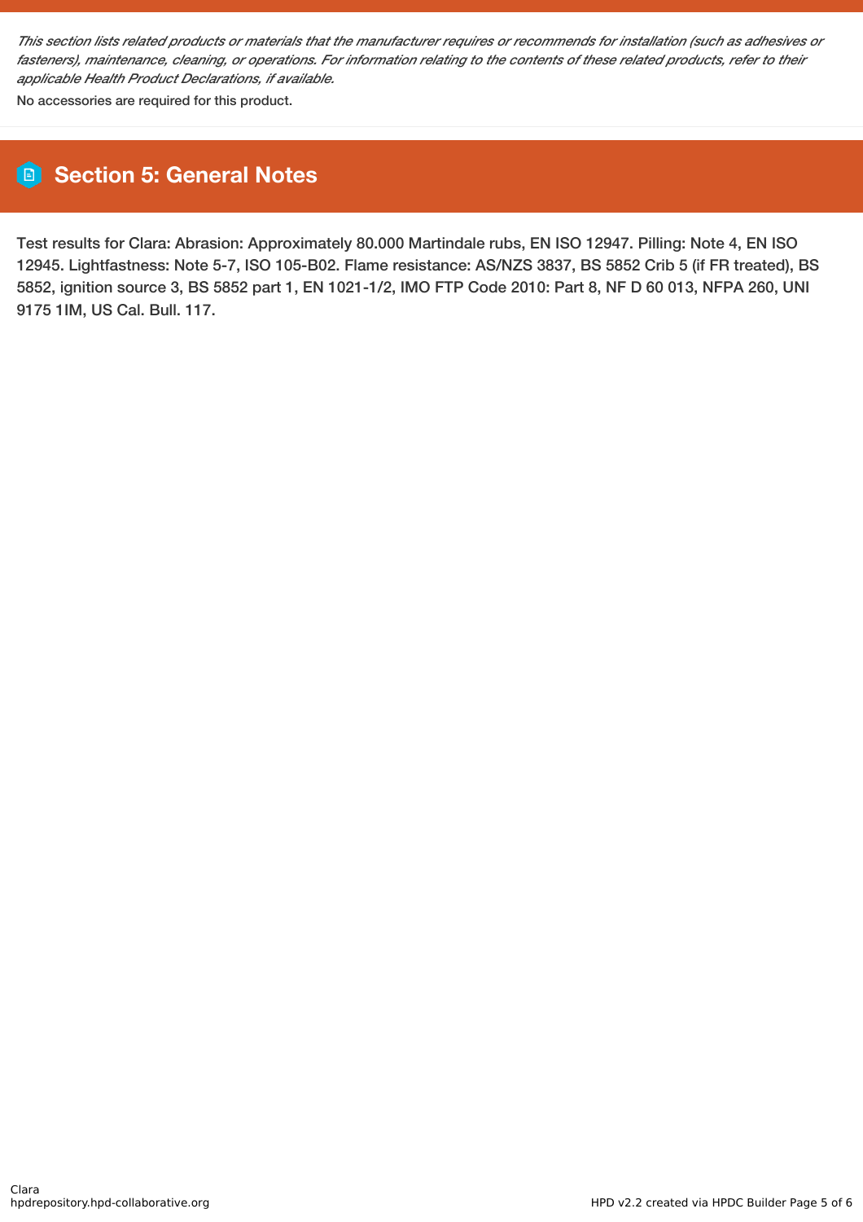*This section lists related products or materials that the manufacturer requires or recommends for installation (such as adhesives or fasteners), maintenance, cleaning, or operations. For information relating to the contents of these related products, refer to their applicable Health Product Declarations, if available.*

No accessories are required for this product.

## Section 5: General Notes

Test results for Clara: Abrasion: Approximately 80.000 Martindale rubs, EN ISO 12947. Pilling: Note 4, EN ISO 12945. Lightfastness: Note 5-7, ISO 105-B02. Flame resistance: AS/NZS 3837, BS 5852 Crib 5 (if FR treated), BS 5852, ignition source 3, BS 5852 part 1, EN 1021-1/2, IMO FTP Code 2010: Part 8, NF D 60 013, NFPA 260, UNI 9175 1IM, US Cal. Bull. 117.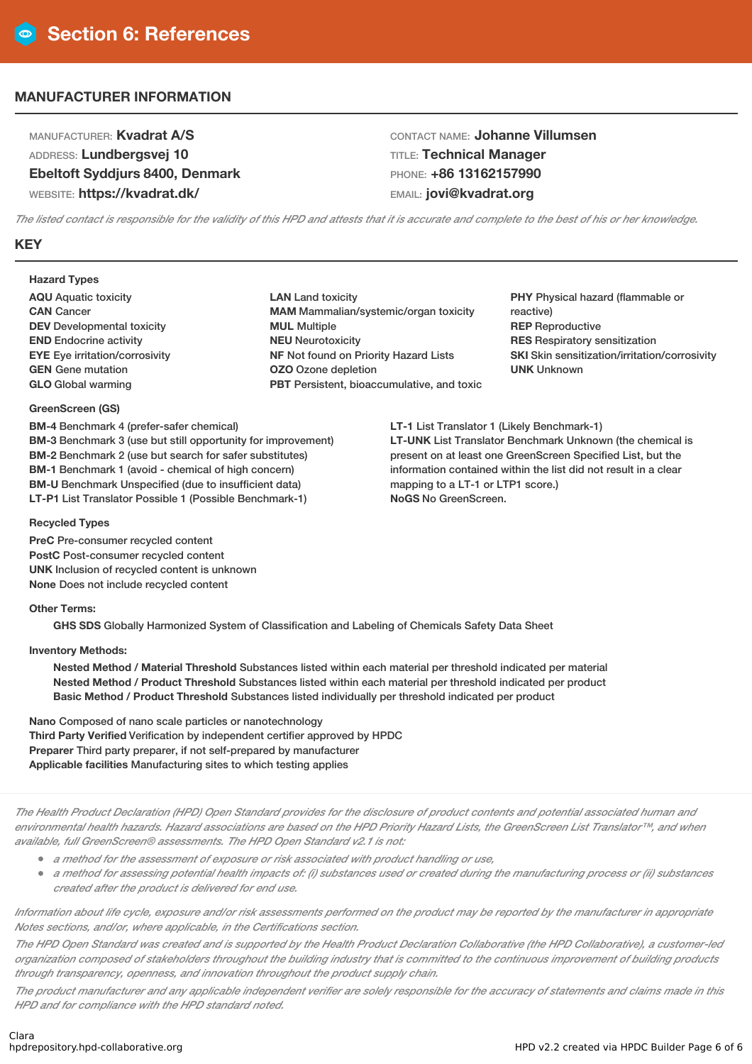# Section 6: References

## MANUFACTURER INFORMATION

MANUFACTURER: **Kvadrat A/S**
ADDRESS: **Lundbergsvej 10**
**Ebeltoft Syddjurs 8400, Denmark**
WEBSITE: **https://kvadrat.dk/**

CONTACT NAME: **Johanne Villumsen**
TITLE: **Technical Manager**
PHONE: **+86 13162157990**
EMAIL: **jovi@kvadrat.org**

*The listed contact is responsible for the validity of this HPD and attests that it is accurate and complete to the best of his or her knowledge.*

## KEY

**Hazard Types**

**AQU** Aquatic toxicity
**CAN** Cancer
**DEV** Developmental toxicity
**END** Endocrine activity
**EYE** Eye irritation/corrosivity
**GEN** Gene mutation
**GLO** Global warming
**LAN** Land toxicity
**MAM** Mammalian/systemic/organ toxicity
**MUL** Multiple
**NEU** Neurotoxicity
**NF** Not found on Priority Hazard Lists
**OZO** Ozone depletion
**PBT** Persistent, bioaccumulative, and toxic
**PHY** Physical hazard (flammable or reactive)
**REP** Reproductive
**RES** Respiratory sensitization
**SKI** Skin sensitization/irritation/corrosivity
**UNK** Unknown

**GreenScreen (GS)**

**BM-4** Benchmark 4 (prefer-safer chemical)
**BM-3** Benchmark 3 (use but still opportunity for improvement)
**BM-2** Benchmark 2 (use but search for safer substitutes)
**BM-1** Benchmark 1 (avoid - chemical of high concern)
**BM-U** Benchmark Unspecified (due to insufficient data)
**LT-P1** List Translator Possible 1 (Possible Benchmark-1)
**LT-1** List Translator 1 (Likely Benchmark-1)
**LT-UNK** List Translator Benchmark Unknown (the chemical is present on at least one GreenScreen Specified List, but the information contained within the list did not result in a clear mapping to a LT-1 or LTP1 score.)
**NoGS** No GreenScreen.

**Recycled Types**

**PreC** Pre-consumer recycled content
**PostC** Post-consumer recycled content
**UNK** Inclusion of recycled content is unknown
**None** Does not include recycled content

**Other Terms:**

**GHS SDS** Globally Harmonized System of Classification and Labeling of Chemicals Safety Data Sheet

**Inventory Methods:**

**Nested Method / Material Threshold** Substances listed within each material per threshold indicated per material
**Nested Method / Product Threshold** Substances listed within each material per threshold indicated per product
**Basic Method / Product Threshold** Substances listed individually per threshold indicated per product

**Nano** Composed of nano scale particles or nanotechnology
**Third Party Verified** Verification by independent certifier approved by HPDC
**Preparer** Third party preparer, if not self-prepared by manufacturer
**Applicable facilities** Manufacturing sites to which testing applies

*The Health Product Declaration (HPD) Open Standard provides for the disclosure of product contents and potential associated human and environmental health hazards. Hazard associations are based on the HPD Priority Hazard Lists, the GreenScreen List Translator™, and when available, full GreenScreen® assessments. The HPD Open Standard v2.1 is not:*

- *a method for the assessment of exposure or risk associated with product handling or use,*
- *a method for assessing potential health impacts of: (i) substances used or created during the manufacturing process or (ii) substances created after the product is delivered for end use.*

*Information about life cycle, exposure and/or risk assessments performed on the product may be reported by the manufacturer in appropriate Notes sections, and/or, where applicable, in the Certifications section.*

*The HPD Open Standard was created and is supported by the Health Product Declaration Collaborative (the HPD Collaborative), a customer-led organization composed of stakeholders throughout the building industry that is committed to the continuous improvement of building products through transparency, openness, and innovation throughout the product supply chain.*

*The product manufacturer and any applicable independent verifier are solely responsible for the accuracy of statements and claims made in this HPD and for compliance with the HPD standard noted.*